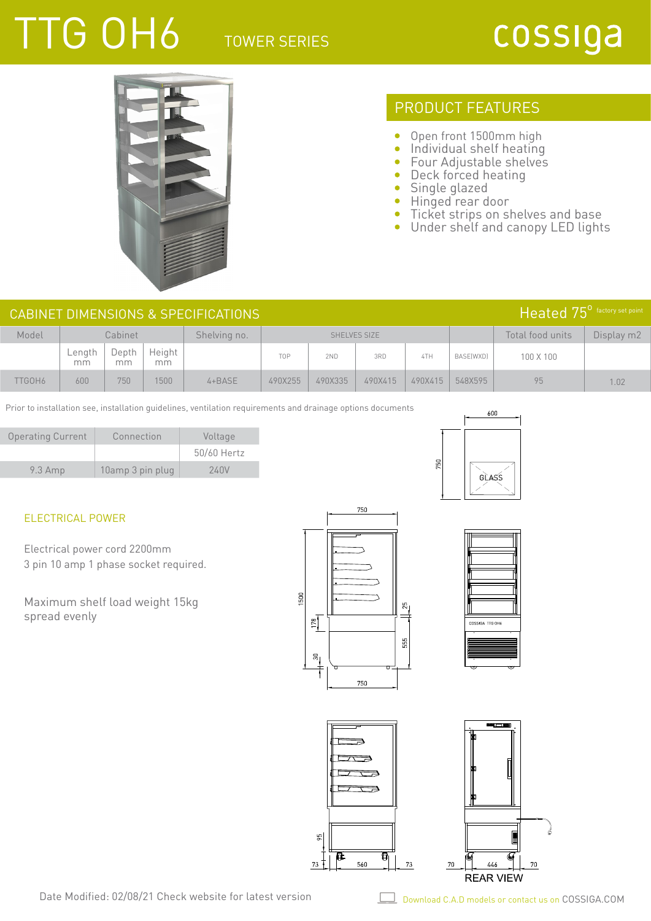# TTG OH6

TOWER SERIES

cossiga

## PRODUCT FEATURES

- Open front 1500mm high
- Individual shelf heating
- Four Adjustable shelves
- Deck forced heating
- Single glazed
- Hinged rear door
- Ticket strips on shelves and base
- Under shelf and canopy LED lights

## CABINET DIMENSIONS & SPECIFICATIONS

Heated 75° factory set point

| Model | Cabinet | | | Shelving no. | SHELVES SIZE | | | | | Total food units | Display m2 |
|---|---|---|---|---|---|---|---|---|---|---|---|
| | Length mm | Depth mm | Height mm | | TOP | 2ND | 3RD | 4TH | BASE(WXD) | 100 X 100 | |
| TTGOH6 | 600 | 750 | 1500 | 4+BASE | 490X255 | 490X335 | 490X415 | 490X415 | 548X595 | 95 | 1.02 |

Prior to installation see, installation guidelines, ventilation requirements and drainage options documents

| Operating Current | Connection | Voltage |
|---|---|---|
| | | 50/60 Hertz |
| 9.3 Amp | 10amp 3 pin plug | 240V |

### ELECTRICAL POWER

Electrical power cord 2200mm
3 pin 10 amp 1 phase socket required.

Maximum shelf load weight 15kg
spread evenly

Date Modified: 02/08/21 Check website for latest version

Download C.A.D models or contact us on COSSIGA.COM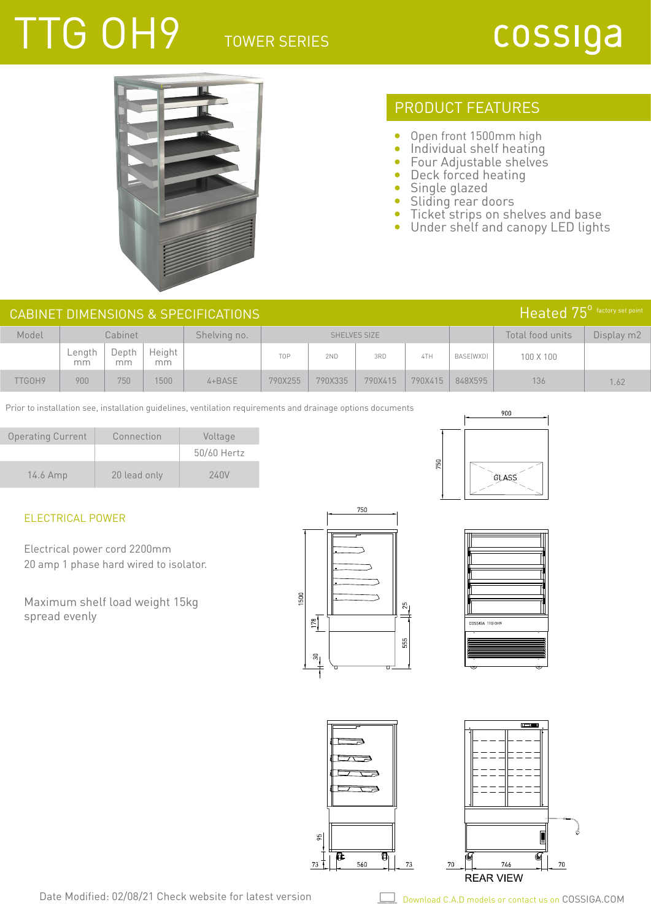# TTG OH9

TOWER SERIES

cossiga

## PRODUCT FEATURES

- Open front 1500mm high
- Individual shelf heating
- Four Adjustable shelves
- Deck forced heating
- Single glazed
- Sliding rear doors
- Ticket strips on shelves and base
- Under shelf and canopy LED lights

## CABINET DIMENSIONS & SPECIFICATIONS

Heated 75° factory set point

| Model | Cabinet | | | Shelving no. | SHELVES SIZE | | | | | Total food units | Display m2 |
|---|---|---|---|---|---|---|---|---|---|---|---|
| | Length mm | Depth mm | Height mm | | TOP | 2ND | 3RD | 4TH | BASE(WXD) | 100 X 100 | |
| TTGOH9 | 900 | 750 | 1500 | 4+BASE | 790X255 | 790X335 | 790X415 | 790X415 | 848X595 | 136 | 1.62 |

Prior to installation see, installation guidelines, ventilation requirements and drainage options documents

| Operating Current | Connection | Voltage |
|---|---|---|
| | | 50/60 Hertz |
| 14.6 Amp | 20 lead only | 240V |

### ELECTRICAL POWER

Electrical power cord 2200mm
20 amp 1 phase hard wired to isolator.

Maximum shelf load weight 15kg spread evenly

900
750
GLASS
750
1500
178
30
25
555
COSSIGA TTG OH9
95
73
560
73
70
746
70
REAR VIEW

Date Modified: 02/08/21 Check website for latest version

Download C.A.D models or contact us on COSSIGA.COM